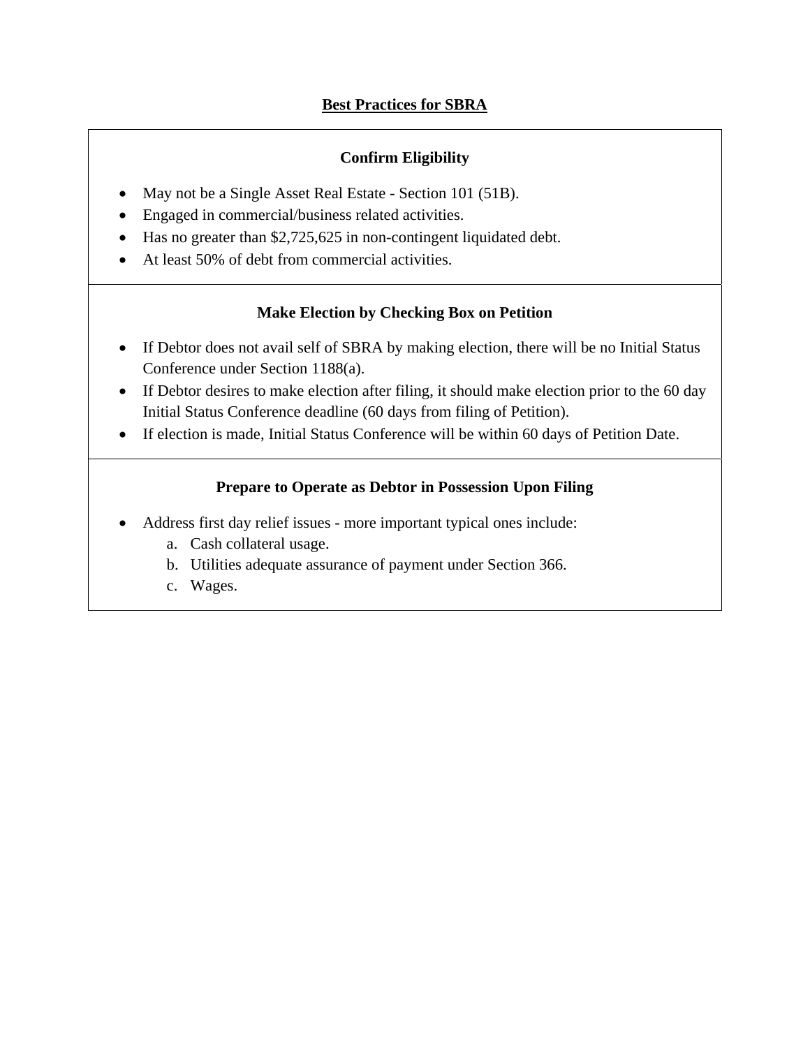# Best Practices for SBRA

## Confirm Eligibility

- May not be a Single Asset Real Estate - Section 101 (51B).
- Engaged in commercial/business related activities.
- Has no greater than $2,725,625 in non-contingent liquidated debt.
- At least 50% of debt from commercial activities.

## Make Election by Checking Box on Petition

- If Debtor does not avail self of SBRA by making election, there will be no Initial Status Conference under Section 1188(a).
- If Debtor desires to make election after filing, it should make election prior to the 60 day Initial Status Conference deadline (60 days from filing of Petition).
- If election is made, Initial Status Conference will be within 60 days of Petition Date.

## Prepare to Operate as Debtor in Possession Upon Filing

- Address first day relief issues - more important typical ones include:
  a. Cash collateral usage.
  b. Utilities adequate assurance of payment under Section 366.
  c. Wages.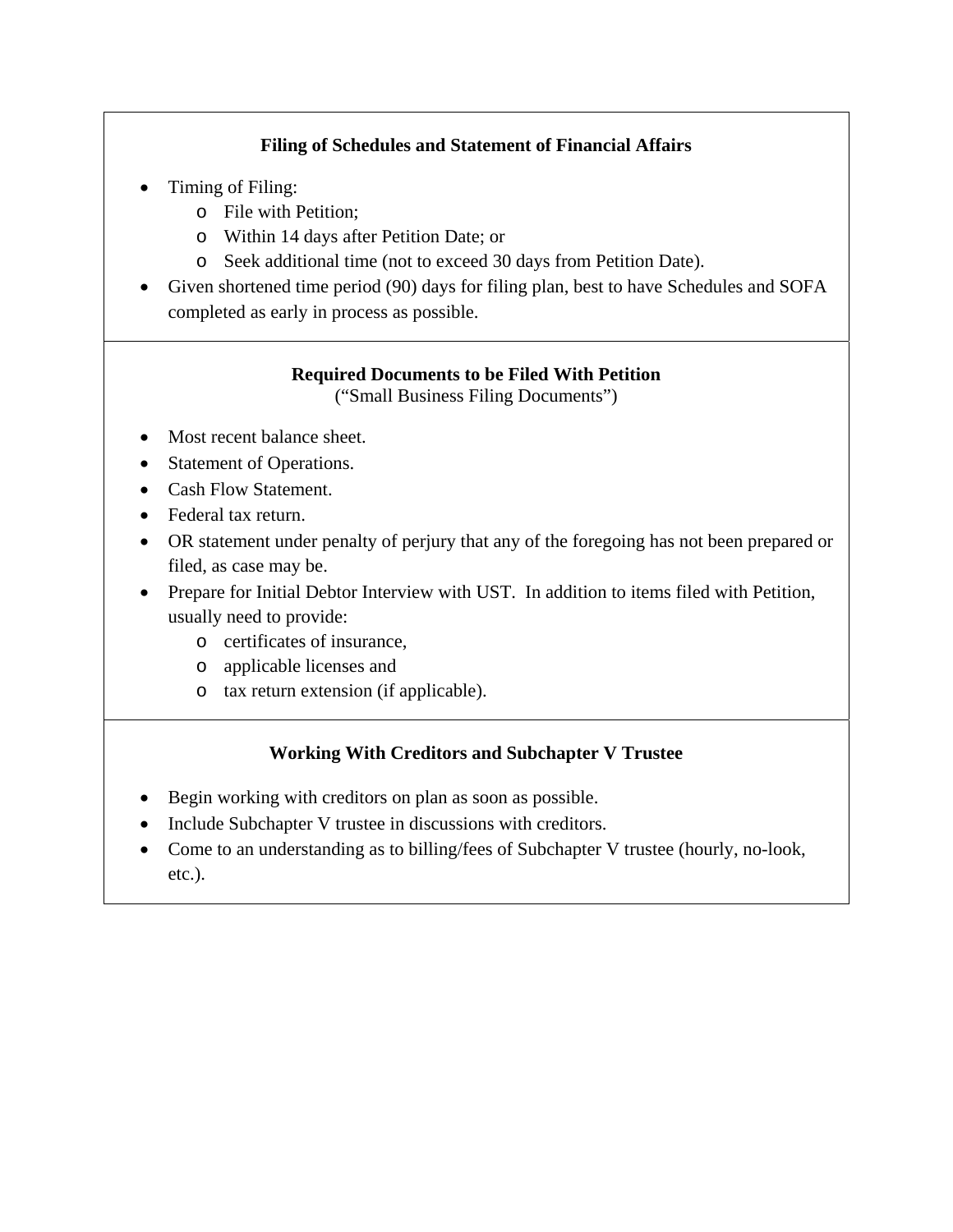### Filing of Schedules and Statement of Financial Affairs

- Timing of Filing:
  - File with Petition;
  - Within 14 days after Petition Date; or
  - Seek additional time (not to exceed 30 days from Petition Date).
- Given shortened time period (90) days for filing plan, best to have Schedules and SOFA completed as early in process as possible.

### Required Documents to be Filed With Petition

(“Small Business Filing Documents”)

- Most recent balance sheet.
- Statement of Operations.
- Cash Flow Statement.
- Federal tax return.
- OR statement under penalty of perjury that any of the foregoing has not been prepared or filed, as case may be.
- Prepare for Initial Debtor Interview with UST. In addition to items filed with Petition, usually need to provide:
  - certificates of insurance,
  - applicable licenses and
  - tax return extension (if applicable).

### Working With Creditors and Subchapter V Trustee

- Begin working with creditors on plan as soon as possible.
- Include Subchapter V trustee in discussions with creditors.
- Come to an understanding as to billing/fees of Subchapter V trustee (hourly, no-look, etc.).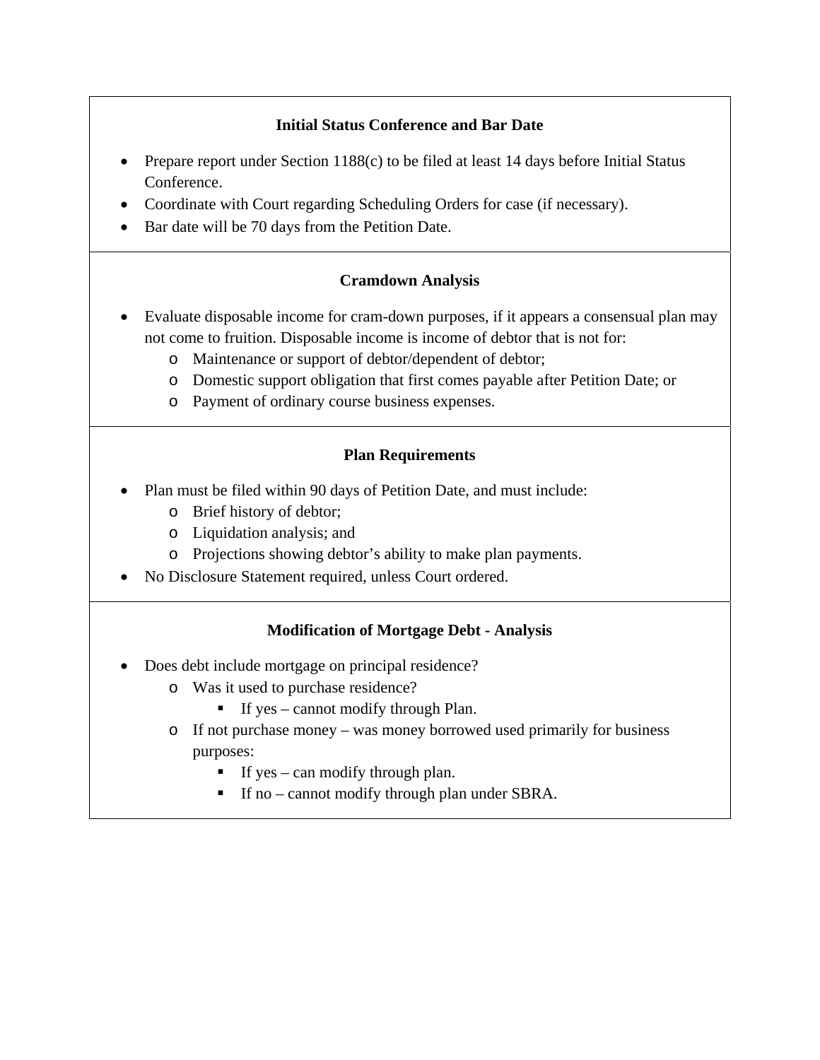### Initial Status Conference and Bar Date

- Prepare report under Section 1188(c) to be filed at least 14 days before Initial Status Conference.
- Coordinate with Court regarding Scheduling Orders for case (if necessary).
- Bar date will be 70 days from the Petition Date.

### Cramdown Analysis

- Evaluate disposable income for cram-down purposes, if it appears a consensual plan may not come to fruition. Disposable income is income of debtor that is not for:
  - Maintenance or support of debtor/dependent of debtor;
  - Domestic support obligation that first comes payable after Petition Date; or
  - Payment of ordinary course business expenses.

### Plan Requirements

- Plan must be filed within 90 days of Petition Date, and must include:
  - Brief history of debtor;
  - Liquidation analysis; and
  - Projections showing debtor's ability to make plan payments.
- No Disclosure Statement required, unless Court ordered.

### Modification of Mortgage Debt - Analysis

- Does debt include mortgage on principal residence?
  - Was it used to purchase residence?
    - If yes – cannot modify through Plan.
  - If not purchase money – was money borrowed used primarily for business purposes:
    - If yes – can modify through plan.
    - If no – cannot modify through plan under SBRA.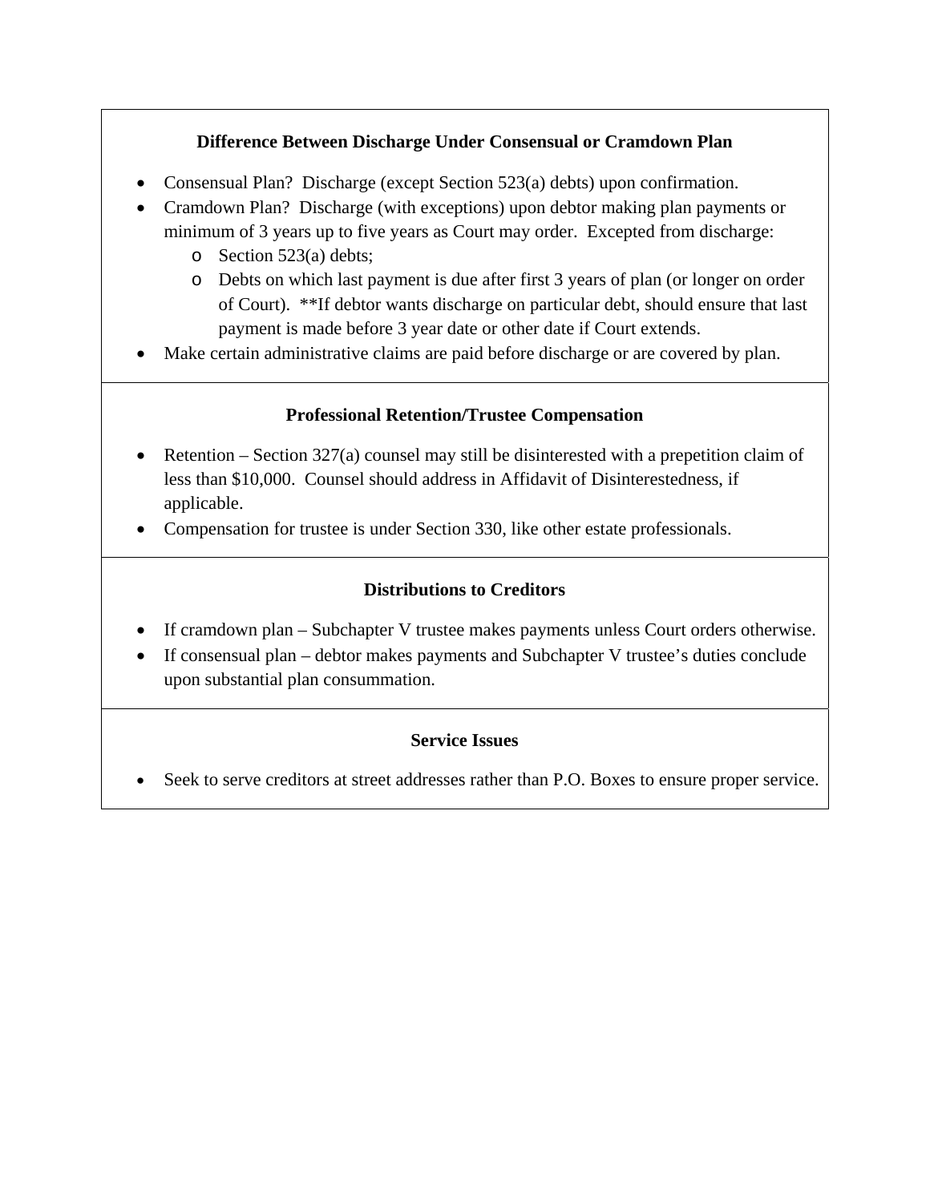### Difference Between Discharge Under Consensual or Cramdown Plan

- Consensual Plan? Discharge (except Section 523(a) debts) upon confirmation.
- Cramdown Plan? Discharge (with exceptions) upon debtor making plan payments or minimum of 3 years up to five years as Court may order. Excepted from discharge:
  - Section 523(a) debts;
  - Debts on which last payment is due after first 3 years of plan (or longer on order of Court). **If debtor wants discharge on particular debt, should ensure that last payment is made before 3 year date or other date if Court extends.
- Make certain administrative claims are paid before discharge or are covered by plan.

### Professional Retention/Trustee Compensation

- Retention – Section 327(a) counsel may still be disinterested with a prepetition claim of less than $10,000. Counsel should address in Affidavit of Disinterestedness, if applicable.
- Compensation for trustee is under Section 330, like other estate professionals.

### Distributions to Creditors

- If cramdown plan – Subchapter V trustee makes payments unless Court orders otherwise.
- If consensual plan – debtor makes payments and Subchapter V trustee's duties conclude upon substantial plan consummation.

### Service Issues

- Seek to serve creditors at street addresses rather than P.O. Boxes to ensure proper service.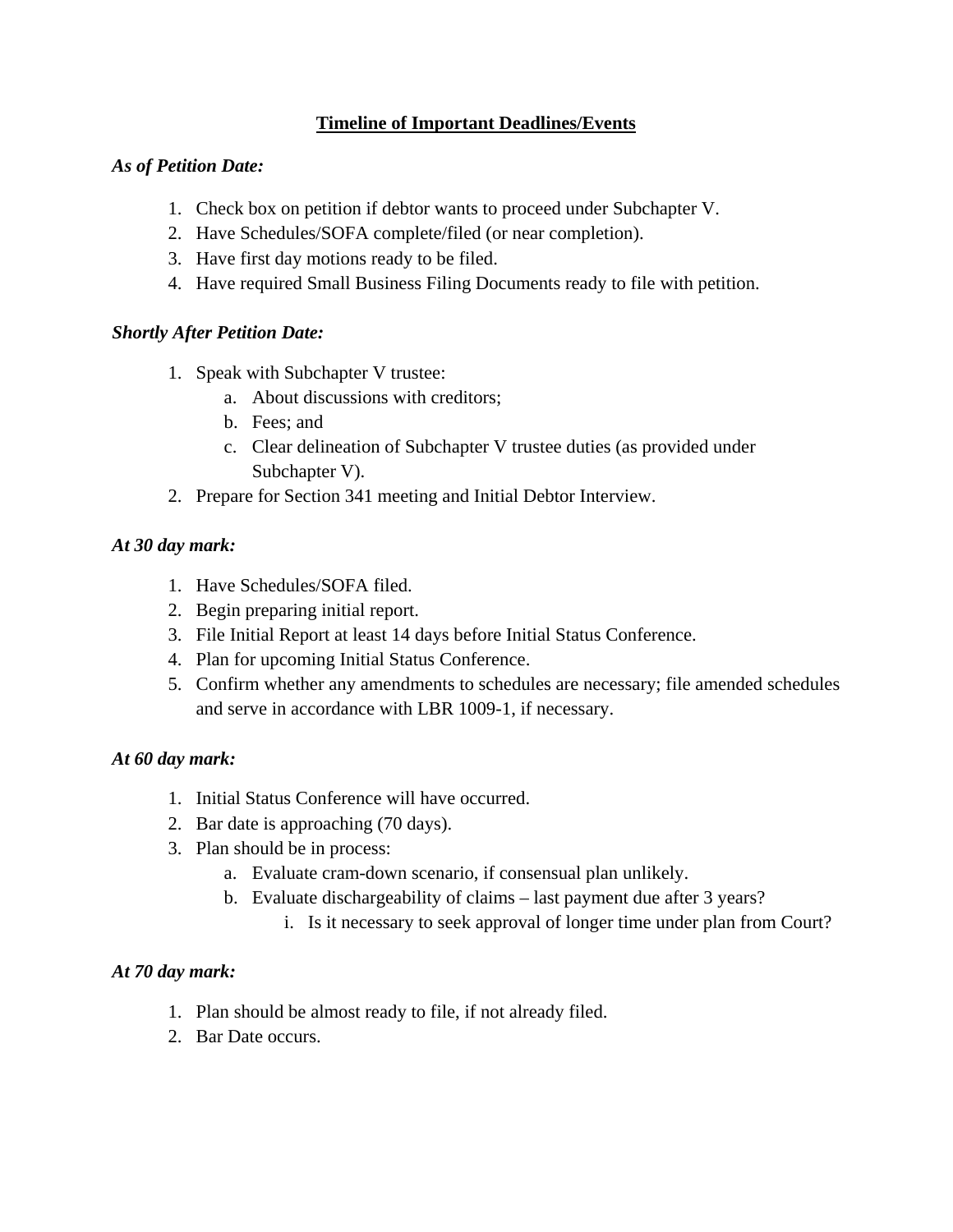## Timeline of Important Deadlines/Events

*As of Petition Date:*

1. Check box on petition if debtor wants to proceed under Subchapter V.
2. Have Schedules/SOFA complete/filed (or near completion).
3. Have first day motions ready to be filed.
4. Have required Small Business Filing Documents ready to file with petition.

*Shortly After Petition Date:*

1. Speak with Subchapter V trustee:
   a. About discussions with creditors;
   b. Fees; and
   c. Clear delineation of Subchapter V trustee duties (as provided under Subchapter V).
2. Prepare for Section 341 meeting and Initial Debtor Interview.

*At 30 day mark:*

1. Have Schedules/SOFA filed.
2. Begin preparing initial report.
3. File Initial Report at least 14 days before Initial Status Conference.
4. Plan for upcoming Initial Status Conference.
5. Confirm whether any amendments to schedules are necessary; file amended schedules and serve in accordance with LBR 1009-1, if necessary.

*At 60 day mark:*

1. Initial Status Conference will have occurred.
2. Bar date is approaching (70 days).
3. Plan should be in process:
   a. Evaluate cram-down scenario, if consensual plan unlikely.
   b. Evaluate dischargeability of claims – last payment due after 3 years?
      i. Is it necessary to seek approval of longer time under plan from Court?

*At 70 day mark:*

1. Plan should be almost ready to file, if not already filed.
2. Bar Date occurs.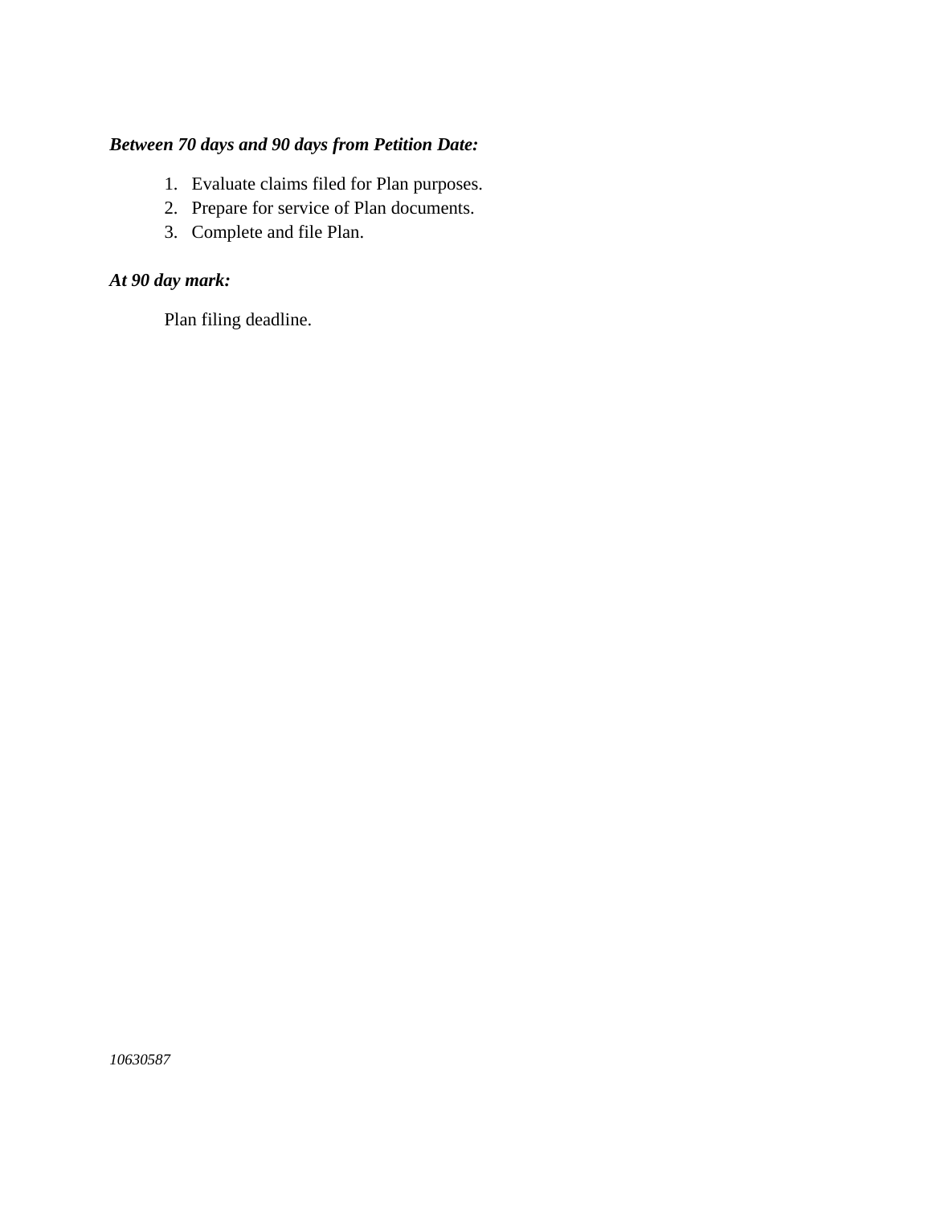***Between 70 days and 90 days from Petition Date:***

1. Evaluate claims filed for Plan purposes.
2. Prepare for service of Plan documents.
3. Complete and file Plan.

***At 90 day mark:***

Plan filing deadline.

*10630587*